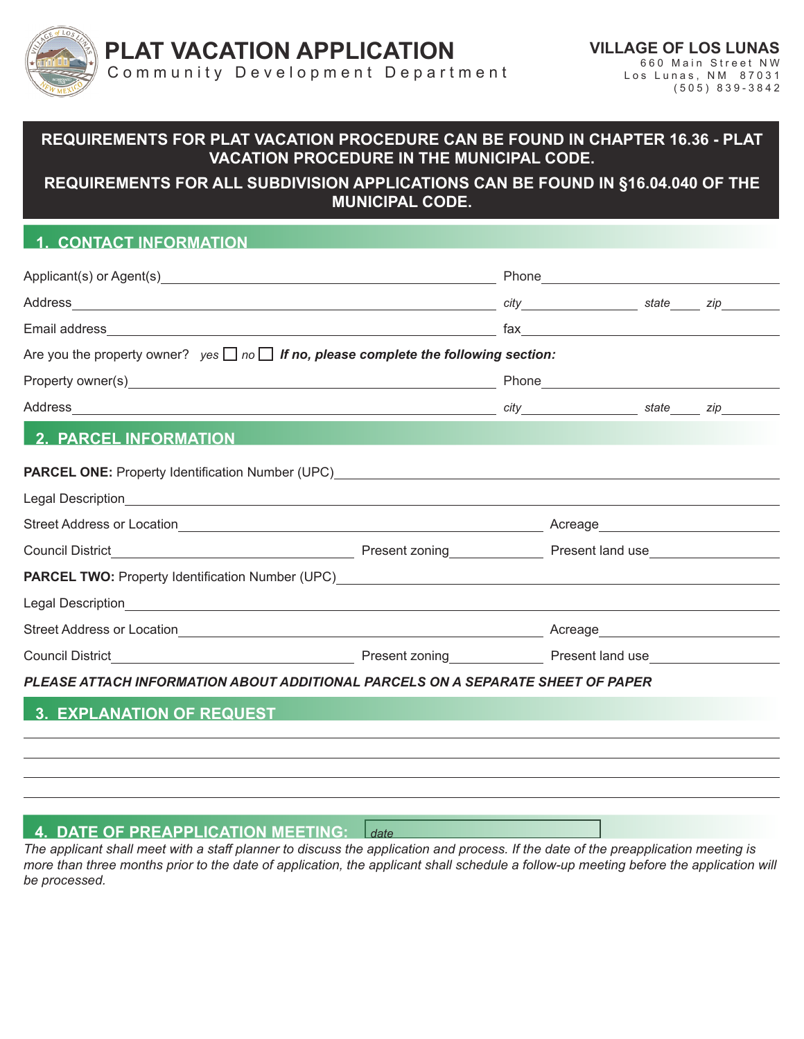# PLAT VACATION APPLICATION

Community Development Department

**VILLAGE OF LOS LUNAS**
660 Main Street NW
Los Lunas, NM 87031
(505) 839-3842

**REQUIREMENTS FOR PLAT VACATION PROCEDURE CAN BE FOUND IN CHAPTER 16.36 - PLAT VACATION PROCEDURE IN THE MUNICIPAL CODE.**

**REQUIREMENTS FOR ALL SUBDIVISION APPLICATIONS CAN BE FOUND IN §16.04.040 OF THE MUNICIPAL CODE.**

## 1. CONTACT INFORMATION

Applicant(s) or Agent(s)\_\_\_\_\_\_\_\_\_\_\_\_\_\_\_\_\_\_\_\_ Phone\_\_\_\_\_\_\_\_\_\_\_\_\_\_\_\_

Address\_\_\_\_\_\_\_\_\_\_\_\_\_\_\_\_\_\_\_\_ *city*\_\_\_\_\_\_\_\_ *state*\_\_\_\_ *zip*\_\_\_\_\_\_

Email address\_\_\_\_\_\_\_\_\_\_\_\_\_\_\_\_\_\_\_\_ fax\_\_\_\_\_\_\_\_\_\_\_\_\_\_\_\_

Are you the property owner? *yes* ☐ *no* ☐ ***If no, please complete the following section:***

Property owner(s)\_\_\_\_\_\_\_\_\_\_\_\_\_\_\_\_\_\_\_\_ Phone\_\_\_\_\_\_\_\_\_\_\_\_\_\_\_\_

Address\_\_\_\_\_\_\_\_\_\_\_\_\_\_\_\_\_\_\_\_ *city*\_\_\_\_\_\_\_\_ *state*\_\_\_\_ *zip*\_\_\_\_\_\_

## 2. PARCEL INFORMATION

**PARCEL ONE:** Property Identification Number (UPC)\_\_\_\_\_\_\_\_\_\_\_\_\_\_\_\_\_\_\_\_

Legal Description\_\_\_\_\_\_\_\_\_\_\_\_\_\_\_\_\_\_\_\_

Street Address or Location\_\_\_\_\_\_\_\_\_\_\_\_\_\_\_\_\_\_\_\_ Acreage\_\_\_\_\_\_\_\_\_\_\_\_

Council District\_\_\_\_\_\_\_\_\_\_\_\_ Present zoning\_\_\_\_\_\_\_\_ Present land use\_\_\_\_\_\_\_\_

**PARCEL TWO:** Property Identification Number (UPC)\_\_\_\_\_\_\_\_\_\_\_\_\_\_\_\_\_\_\_\_

Legal Description\_\_\_\_\_\_\_\_\_\_\_\_\_\_\_\_\_\_\_\_

Street Address or Location\_\_\_\_\_\_\_\_\_\_\_\_\_\_\_\_\_\_\_\_ Acreage\_\_\_\_\_\_\_\_\_\_\_\_

Council District\_\_\_\_\_\_\_\_\_\_\_\_ Present zoning\_\_\_\_\_\_\_\_ Present land use\_\_\_\_\_\_\_\_

***PLEASE ATTACH INFORMATION ABOUT ADDITIONAL PARCELS ON A SEPARATE SHEET OF PAPER***

## 3. EXPLANATION OF REQUEST

\_\_\_\_\_\_\_\_\_\_\_\_\_\_\_\_\_\_\_\_\_\_\_\_\_\_\_\_\_\_\_\_\_\_\_\_\_\_\_\_

\_\_\_\_\_\_\_\_\_\_\_\_\_\_\_\_\_\_\_\_\_\_\_\_\_\_\_\_\_\_\_\_\_\_\_\_\_\_\_\_

\_\_\_\_\_\_\_\_\_\_\_\_\_\_\_\_\_\_\_\_\_\_\_\_\_\_\_\_\_\_\_\_\_\_\_\_\_\_\_\_

\_\_\_\_\_\_\_\_\_\_\_\_\_\_\_\_\_\_\_\_\_\_\_\_\_\_\_\_\_\_\_\_\_\_\_\_\_\_\_\_

## 4. DATE OF PREAPPLICATION MEETING: *date*\_\_\_\_\_\_\_\_

*The applicant shall meet with a staff planner to discuss the application and process. If the date of the preapplication meeting is more than three months prior to the date of application, the applicant shall schedule a follow-up meeting before the application will be processed.*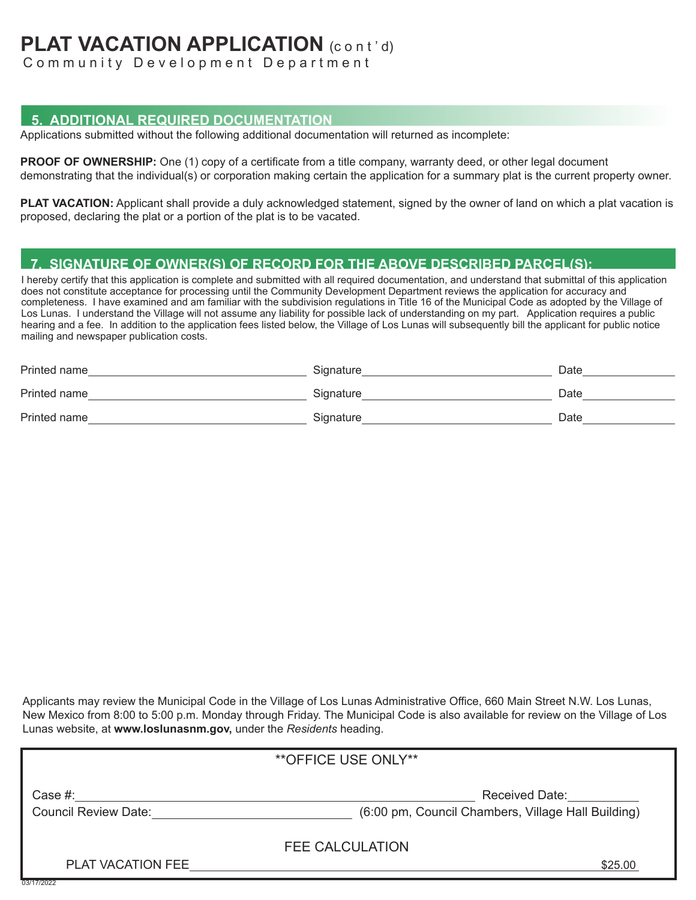# PLAT VACATION APPLICATION (cont'd)

Community Development Department

## 5. ADDITIONAL REQUIRED DOCUMENTATION

Applications submitted without the following additional documentation will returned as incomplete:

**PROOF OF OWNERSHIP:** One (1) copy of a certificate from a title company, warranty deed, or other legal document demonstrating that the individual(s) or corporation making certain the application for a summary plat is the current property owner.

**PLAT VACATION:** Applicant shall provide a duly acknowledged statement, signed by the owner of land on which a plat vacation is proposed, declaring the plat or a portion of the plat is to be vacated.

## 7. SIGNATURE OF OWNER(S) OF RECORD FOR THE ABOVE DESCRIBED PARCEL(S):

I hereby certify that this application is complete and submitted with all required documentation, and understand that submittal of this application does not constitute acceptance for processing until the Community Development Department reviews the application for accuracy and completeness. I have examined and am familiar with the subdivision regulations in Title 16 of the Municipal Code as adopted by the Village of Los Lunas. I understand the Village will not assume any liability for possible lack of understanding on my part. Application requires a public hearing and a fee. In addition to the application fees listed below, the Village of Los Lunas will subsequently bill the applicant for public notice mailing and newspaper publication costs.

Printed name\_\_\_\_\_\_\_\_\_\_\_\_\_\_\_\_ Signature\_\_\_\_\_\_\_\_\_\_\_\_\_\_\_\_ Date\_\_\_\_\_\_\_\_

Printed name\_\_\_\_\_\_\_\_\_\_\_\_\_\_\_\_ Signature\_\_\_\_\_\_\_\_\_\_\_\_\_\_\_\_ Date\_\_\_\_\_\_\_\_

Printed name\_\_\_\_\_\_\_\_\_\_\_\_\_\_\_\_ Signature\_\_\_\_\_\_\_\_\_\_\_\_\_\_\_\_ Date\_\_\_\_\_\_\_\_

Applicants may review the Municipal Code in the Village of Los Lunas Administrative Office, 660 Main Street N.W. Los Lunas, New Mexico from 8:00 to 5:00 p.m. Monday through Friday. The Municipal Code is also available for review on the Village of Los Lunas website, at **www.loslunasnm.gov,** under the *Residents* heading.

**OFFICE USE ONLY**

Case #:\_\_\_\_\_\_\_\_\_\_\_\_\_\_\_\_ Received Date:\_\_\_\_\_\_\_\_

Council Review Date:\_\_\_\_\_\_\_\_\_\_\_\_\_\_\_\_ (6:00 pm, Council Chambers, Village Hall Building)

FEE CALCULATION

PLAT VACATION FEE\_\_\_\_\_\_\_\_\_\_\_\_\_\_\_\_ $25.00

03/17/2022